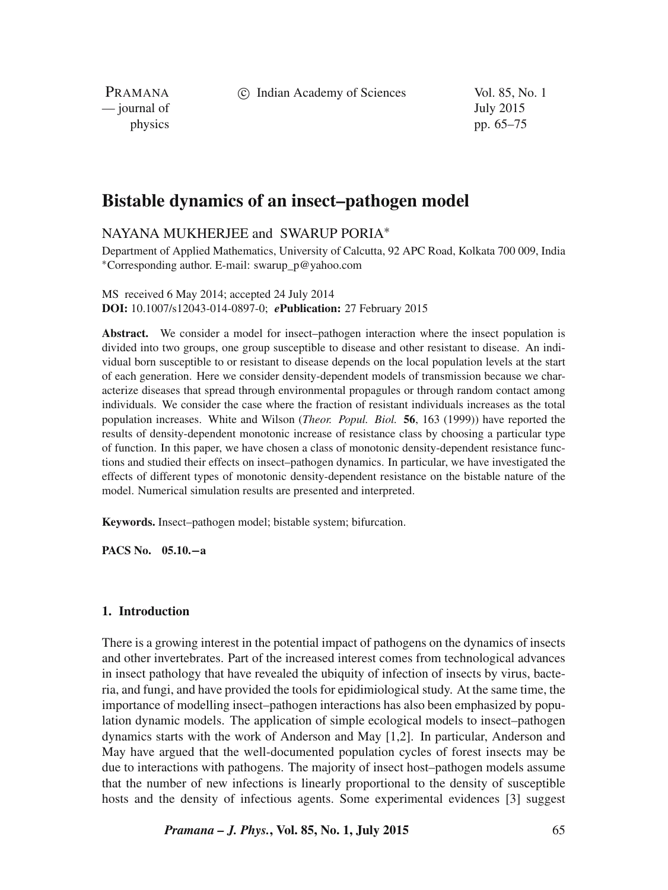# Bistable dynamics of an insect–pathogen model

NAYANA MUKHERJEE and SWARUP PORIA*

Department of Applied Mathematics, University of Calcutta, 92 APC Road, Kolkata 700 009, India
*Corresponding author. E-mail: swarup_p@yahoo.com

MS received 6 May 2014; accepted 24 July 2014
**DOI:** 10.1007/s12043-014-0897-0; ***e*Publication:** 27 February 2015

**Abstract.** We consider a model for insect–pathogen interaction where the insect population is divided into two groups, one group susceptible to disease and other resistant to disease. An individual born susceptible to or resistant to disease depends on the local population levels at the start of each generation. Here we consider density-dependent models of transmission because we characterize diseases that spread through environmental propagules or through random contact among individuals. We consider the case where the fraction of resistant individuals increases as the total population increases. White and Wilson (*Theor. Popul. Biol.* **56**, 163 (1999)) have reported the results of density-dependent monotonic increase of resistance class by choosing a particular type of function. In this paper, we have chosen a class of monotonic density-dependent resistance functions and studied their effects on insect–pathogen dynamics. In particular, we have investigated the effects of different types of monotonic density-dependent resistance on the bistable nature of the model. Numerical simulation results are presented and interpreted.

**Keywords.** Insect–pathogen model; bistable system; bifurcation.

**PACS No. 05.10.−a**

## 1. Introduction

There is a growing interest in the potential impact of pathogens on the dynamics of insects and other invertebrates. Part of the increased interest comes from technological advances in insect pathology that have revealed the ubiquity of infection of insects by virus, bacteria, and fungi, and have provided the tools for epidimiological study. At the same time, the importance of modelling insect–pathogen interactions has also been emphasized by population dynamic models. The application of simple ecological models to insect–pathogen dynamics starts with the work of Anderson and May [1,2]. In particular, Anderson and May have argued that the well-documented population cycles of forest insects may be due to interactions with pathogens. The majority of insect host–pathogen models assume that the number of new infections is linearly proportional to the density of susceptible hosts and the density of infectious agents. Some experimental evidences [3] suggest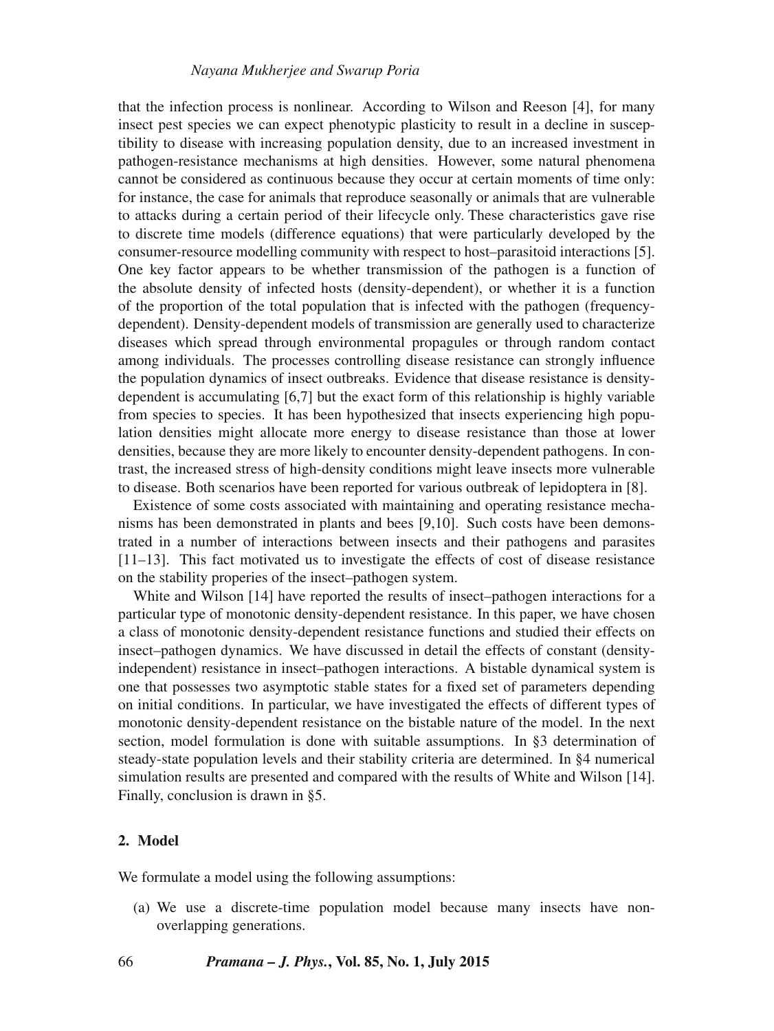that the infection process is nonlinear. According to Wilson and Reeson [4], for many insect pest species we can expect phenotypic plasticity to result in a decline in susceptibility to disease with increasing population density, due to an increased investment in pathogen-resistance mechanisms at high densities. However, some natural phenomena cannot be considered as continuous because they occur at certain moments of time only: for instance, the case for animals that reproduce seasonally or animals that are vulnerable to attacks during a certain period of their lifecycle only. These characteristics gave rise to discrete time models (difference equations) that were particularly developed by the consumer-resource modelling community with respect to host–parasitoid interactions [5]. One key factor appears to be whether transmission of the pathogen is a function of the absolute density of infected hosts (density-dependent), or whether it is a function of the proportion of the total population that is infected with the pathogen (frequency-dependent). Density-dependent models of transmission are generally used to characterize diseases which spread through environmental propagules or through random contact among individuals. The processes controlling disease resistance can strongly influence the population dynamics of insect outbreaks. Evidence that disease resistance is density-dependent is accumulating [6,7] but the exact form of this relationship is highly variable from species to species. It has been hypothesized that insects experiencing high population densities might allocate more energy to disease resistance than those at lower densities, because they are more likely to encounter density-dependent pathogens. In contrast, the increased stress of high-density conditions might leave insects more vulnerable to disease. Both scenarios have been reported for various outbreak of lepidoptera in [8].

Existence of some costs associated with maintaining and operating resistance mechanisms has been demonstrated in plants and bees [9,10]. Such costs have been demonstrated in a number of interactions between insects and their pathogens and parasites [11–13]. This fact motivated us to investigate the effects of cost of disease resistance on the stability properies of the insect–pathogen system.

White and Wilson [14] have reported the results of insect–pathogen interactions for a particular type of monotonic density-dependent resistance. In this paper, we have chosen a class of monotonic density-dependent resistance functions and studied their effects on insect–pathogen dynamics. We have discussed in detail the effects of constant (density-independent) resistance in insect–pathogen interactions. A bistable dynamical system is one that possesses two asymptotic stable states for a fixed set of parameters depending on initial conditions. In particular, we have investigated the effects of different types of monotonic density-dependent resistance on the bistable nature of the model. In the next section, model formulation is done with suitable assumptions. In §3 determination of steady-state population levels and their stability criteria are determined. In §4 numerical simulation results are presented and compared with the results of White and Wilson [14]. Finally, conclusion is drawn in §5.

## 2. Model

We formulate a model using the following assumptions:

(a) We use a discrete-time population model because many insects have non-overlapping generations.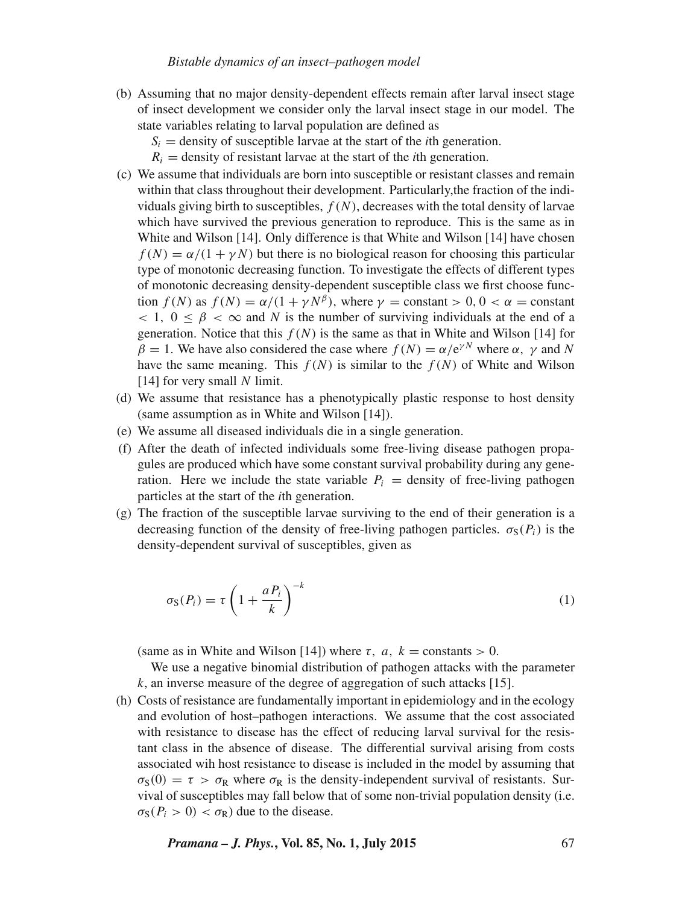(b) Assuming that no major density-dependent effects remain after larval insect stage of insect development we consider only the larval insect stage in our model. The state variables relating to larval population are defined as

   $S_i$ = density of susceptible larvae at the start of the *i*th generation.

   $R_i$ = density of resistant larvae at the start of the *i*th generation.

(c) We assume that individuals are born into susceptible or resistant classes and remain within that class throughout their development. Particularly,the fraction of the individuals giving birth to susceptibles, $f(N)$, decreases with the total density of larvae which have survived the previous generation to reproduce. This is the same as in White and Wilson [14]. Only difference is that White and Wilson [14] have chosen $f(N) = \alpha/(1 + \gamma N)$ but there is no biological reason for choosing this particular type of monotonic decreasing function. To investigate the effects of different types of monotonic decreasing density-dependent susceptible class we first choose function $f(N)$ as $f(N) = \alpha/(1 + \gamma N^{\beta})$, where $\gamma$ = constant $> 0$, $0 < \alpha$ = constant $< 1$, $0 \leq \beta < \infty$ and $N$ is the number of surviving individuals at the end of a generation. Notice that this $f(N)$ is the same as that in White and Wilson [14] for $\beta = 1$. We have also considered the case where $f(N) = \alpha/\mathrm{e}^{\gamma N}$ where $\alpha$, $\gamma$ and $N$ have the same meaning. This $f(N)$ is similar to the $f(N)$ of White and Wilson [14] for very small $N$ limit.

(d) We assume that resistance has a phenotypically plastic response to host density (same assumption as in White and Wilson [14]).

(e) We assume all diseased individuals die in a single generation.

(f) After the death of infected individuals some free-living disease pathogen propagules are produced which have some constant survival probability during any generation. Here we include the state variable $P_i$ = density of free-living pathogen particles at the start of the *i*th generation.

(g) The fraction of the susceptible larvae surviving to the end of their generation is a decreasing function of the density of free-living pathogen particles. $\sigma_{\mathrm{S}}(P_i)$ is the density-dependent survival of susceptibles, given as

$$\sigma_{\mathrm{S}}(P_i) = \tau \left(1 + \frac{aP_i}{k}\right)^{-k} \tag{1}$$

(same as in White and Wilson [14]) where $\tau$, $a$, $k$ = constants $> 0$.

We use a negative binomial distribution of pathogen attacks with the parameter $k$, an inverse measure of the degree of aggregation of such attacks [15].

(h) Costs of resistance are fundamentally important in epidemiology and in the ecology and evolution of host–pathogen interactions. We assume that the cost associated with resistance to disease has the effect of reducing larval survival for the resistant class in the absence of disease. The differential survival arising from costs associated wih host resistance to disease is included in the model by assuming that $\sigma_{\mathrm{S}}(0) = \tau > \sigma_{\mathrm{R}}$ where $\sigma_{\mathrm{R}}$ is the density-independent survival of resistants. Survival of susceptibles may fall below that of some non-trivial population density (i.e. $\sigma_{\mathrm{S}}(P_i > 0) < \sigma_{\mathrm{R}}$) due to the disease.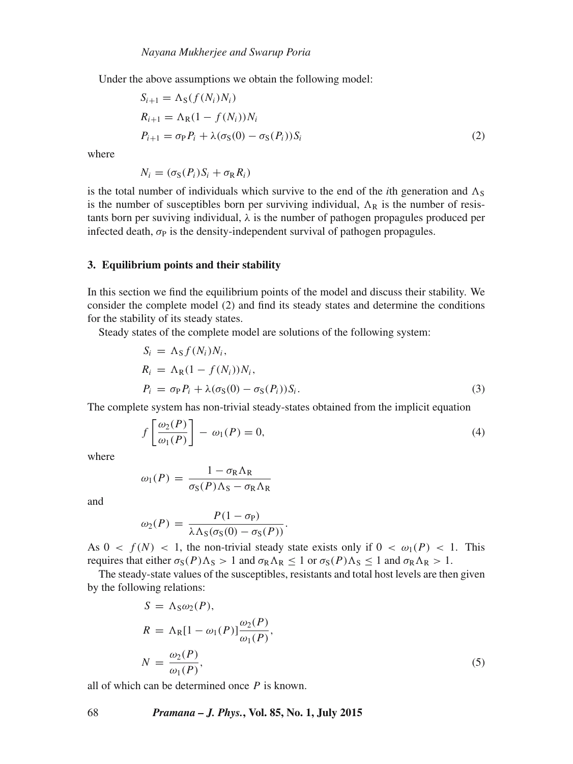Under the above assumptions we obtain the following model:

$$
\begin{aligned}
S_{i+1} &= \Lambda_{\mathrm{S}}(f(N_i)N_i) \\
R_{i+1} &= \Lambda_{\mathrm{R}}(1 - f(N_i))N_i \\
P_{i+1} &= \sigma_{\mathrm{P}} P_i + \lambda(\sigma_{\mathrm{S}}(0) - \sigma_{\mathrm{S}}(P_i))S_i
\end{aligned}
\tag{2}
$$

where

$$N_i = (\sigma_{\mathrm{S}}(P_i)S_i + \sigma_{\mathrm{R}} R_i)$$

is the total number of individuals which survive to the end of the $i$th generation and $\Lambda_{\mathrm{S}}$ is the number of susceptibles born per surviving individual, $\Lambda_{\mathrm{R}}$ is the number of resistants born per suviving individual, $\lambda$ is the number of pathogen propagules produced per infected death, $\sigma_{\mathrm{P}}$ is the density-independent survival of pathogen propagules.

## 3. Equilibrium points and their stability

In this section we find the equilibrium points of the model and discuss their stability. We consider the complete model (2) and find its steady states and determine the conditions for the stability of its steady states.

Steady states of the complete model are solutions of the following system:

$$
\begin{aligned}
S_i &= \Lambda_{\mathrm{S}} f(N_i)N_i, \\
R_i &= \Lambda_{\mathrm{R}}(1 - f(N_i))N_i, \\
P_i &= \sigma_{\mathrm{P}} P_i + \lambda(\sigma_{\mathrm{S}}(0) - \sigma_{\mathrm{S}}(P_i))S_i.
\end{aligned}
\tag{3}
$$

The complete system has non-trivial steady-states obtained from the implicit equation

$$f\left[\frac{\omega_2(P)}{\omega_1(P)}\right] - \omega_1(P) = 0, \tag{4}$$

where

$$\omega_1(P) = \frac{1 - \sigma_{\mathrm{R}}\Lambda_{\mathrm{R}}}{\sigma_{\mathrm{S}}(P)\Lambda_{\mathrm{S}} - \sigma_{\mathrm{R}}\Lambda_{\mathrm{R}}}$$

and

$$\omega_2(P) = \frac{P(1 - \sigma_{\mathrm{P}})}{\lambda\Lambda_{\mathrm{S}}(\sigma_{\mathrm{S}}(0) - \sigma_{\mathrm{S}}(P))}.$$

As $0 < f(N) < 1$, the non-trivial steady state exists only if $0 < \omega_1(P) < 1$. This requires that either $\sigma_{\mathrm{S}}(P)\Lambda_{\mathrm{S}} > 1$ and $\sigma_{\mathrm{R}}\Lambda_{\mathrm{R}} \leq 1$ or $\sigma_{\mathrm{S}}(P)\Lambda_{\mathrm{S}} \leq 1$ and $\sigma_{\mathrm{R}}\Lambda_{\mathrm{R}} > 1$.

The steady-state values of the susceptibles, resistants and total host levels are then given by the following relations:

$$
\begin{aligned}
S &= \Lambda_{\mathrm{S}}\omega_2(P), \\
R &= \Lambda_{\mathrm{R}}[1 - \omega_1(P)]\frac{\omega_2(P)}{\omega_1(P)}, \\
N &= \frac{\omega_2(P)}{\omega_1(P)},
\end{aligned}
\tag{5}
$$

all of which can be determined once $P$ is known.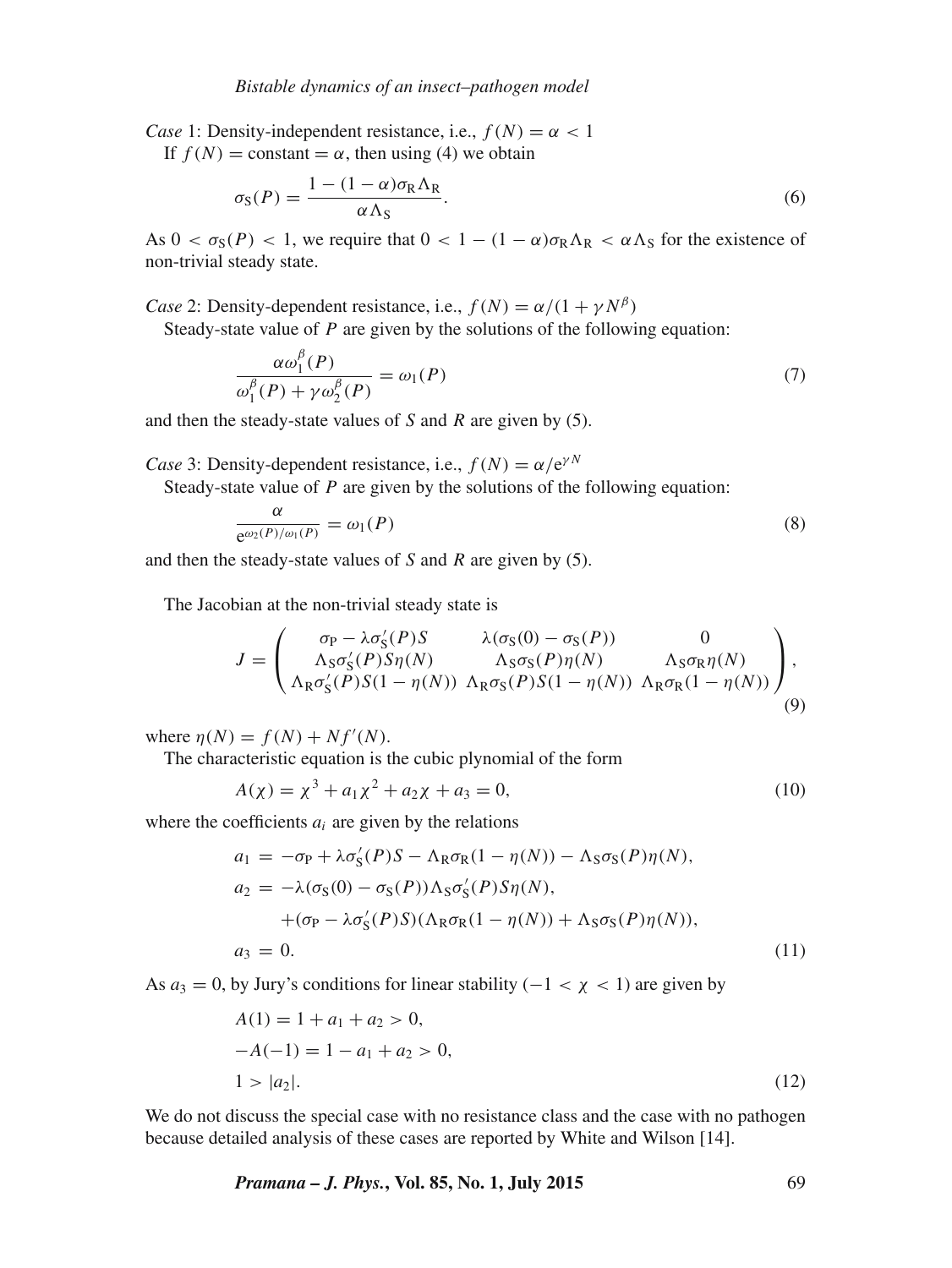*Case* 1: Density-independent resistance, i.e., $f(N) = \alpha < 1$

If $f(N) = \text{constant} = \alpha$, then using (4) we obtain

$$\sigma_{\text{S}}(P) = \frac{1 - (1-\alpha)\sigma_{\text{R}}\Lambda_{\text{R}}}{\alpha\Lambda_{\text{S}}}. \tag{6}$$

As $0 < \sigma_{\text{S}}(P) < 1$, we require that $0 < 1 - (1-\alpha)\sigma_{\text{R}}\Lambda_{\text{R}} < \alpha\Lambda_{\text{S}}$ for the existence of non-trivial steady state.

*Case* 2: Density-dependent resistance, i.e., $f(N) = \alpha/(1 + \gamma N^{\beta})$

Steady-state value of $P$ are given by the solutions of the following equation:

$$\frac{\alpha\omega_1^{\beta}(P)}{\omega_1^{\beta}(P) + \gamma\omega_2^{\beta}(P)} = \omega_1(P) \tag{7}$$

and then the steady-state values of $S$ and $R$ are given by (5).

*Case* 3: Density-dependent resistance, i.e., $f(N) = \alpha/\mathrm{e}^{\gamma N}$

Steady-state value of $P$ are given by the solutions of the following equation:

$$\frac{\alpha}{\mathrm{e}^{\omega_2(P)/\omega_1(P)}} = \omega_1(P) \tag{8}$$

and then the steady-state values of $S$ and $R$ are given by (5).

The Jacobian at the non-trivial steady state is

$$J = \begin{pmatrix} \sigma_{\text{P}} - \lambda\sigma_{\text{S}}'(P)S & \lambda(\sigma_{\text{S}}(0) - \sigma_{\text{S}}(P)) & 0 \\ \Lambda_{\text{S}}\sigma_{\text{S}}'(P)S\eta(N) & \Lambda_{\text{S}}\sigma_{\text{S}}(P)\eta(N) & \Lambda_{\text{S}}\sigma_{\text{R}}\eta(N) \\ \Lambda_{\text{R}}\sigma_{\text{S}}'(P)S(1-\eta(N)) & \Lambda_{\text{R}}\sigma_{\text{S}}(P)S(1-\eta(N)) & \Lambda_{\text{R}}\sigma_{\text{R}}(1-\eta(N)) \end{pmatrix}, \tag{9}$$

where $\eta(N) = f(N) + Nf'(N)$.

The characteristic equation is the cubic plynomial of the form

$$A(\chi) = \chi^3 + a_1\chi^2 + a_2\chi + a_3 = 0, \tag{10}$$

where the coefficients $a_i$ are given by the relations

$$\begin{aligned} a_1 &= -\sigma_{\text{P}} + \lambda\sigma_{\text{S}}'(P)S - \Lambda_{\text{R}}\sigma_{\text{R}}(1-\eta(N)) - \Lambda_{\text{S}}\sigma_{\text{S}}(P)\eta(N), \\ a_2 &= -\lambda(\sigma_{\text{S}}(0) - \sigma_{\text{S}}(P))\Lambda_{\text{S}}\sigma_{\text{S}}'(P)S\eta(N), \\ &\quad + (\sigma_{\text{P}} - \lambda\sigma_{\text{S}}'(P)S)(\Lambda_{\text{R}}\sigma_{\text{R}}(1-\eta(N)) + \Lambda_{\text{S}}\sigma_{\text{S}}(P)\eta(N)), \\ a_3 &= 0. \end{aligned} \tag{11}$$

As $a_3 = 0$, by Jury's conditions for linear stability $(-1 < \chi < 1)$ are given by

$$\begin{aligned} &A(1) = 1 + a_1 + a_2 > 0, \\ &-A(-1) = 1 - a_1 + a_2 > 0, \\ &1 > |a_2|. \end{aligned} \tag{12}$$

We do not discuss the special case with no resistance class and the case with no pathogen because detailed analysis of these cases are reported by White and Wilson [14].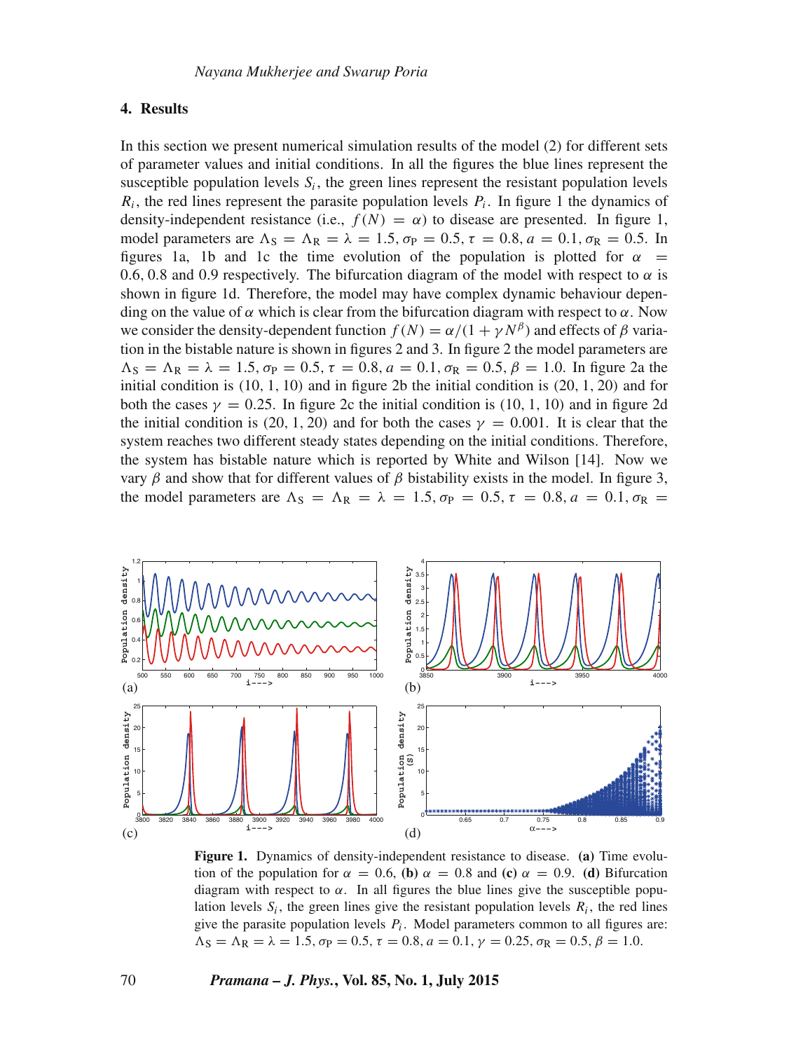## 4. Results

In this section we present numerical simulation results of the model (2) for different sets of parameter values and initial conditions. In all the figures the blue lines represent the susceptible population levels $S_i$, the green lines represent the resistant population levels $R_i$, the red lines represent the parasite population levels $P_i$. In figure 1 the dynamics of density-independent resistance (i.e., $f(N) = \alpha$) to disease are presented. In figure 1, model parameters are $\Lambda_S = \Lambda_R = \lambda = 1.5, \sigma_P = 0.5, \tau = 0.8, a = 0.1, \sigma_R = 0.5$. In figures 1a, 1b and 1c the time evolution of the population is plotted for $\alpha = 0.6, 0.8$ and $0.9$ respectively. The bifurcation diagram of the model with respect to $\alpha$ is shown in figure 1d. Therefore, the model may have complex dynamic behaviour depending on the value of $\alpha$ which is clear from the bifurcation diagram with respect to $\alpha$. Now we consider the density-dependent function $f(N) = \alpha/(1 + \gamma N^{\beta})$ and effects of $\beta$ variation in the bistable nature is shown in figures 2 and 3. In figure 2 the model parameters are $\Lambda_S = \Lambda_R = \lambda = 1.5, \sigma_P = 0.5, \tau = 0.8, a = 0.1, \sigma_R = 0.5, \beta = 1.0$. In figure 2a the initial condition is (10, 1, 10) and in figure 2b the initial condition is (20, 1, 20) and for both the cases $\gamma = 0.25$. In figure 2c the initial condition is (10, 1, 10) and in figure 2d the initial condition is (20, 1, 20) and for both the cases $\gamma = 0.001$. It is clear that the system reaches two different steady states depending on the initial conditions. Therefore, the system has bistable nature which is reported by White and Wilson [14]. Now we vary $\beta$ and show that for different values of $\beta$ bistability exists in the model. In figure 3, the model parameters are $\Lambda_S = \Lambda_R = \lambda = 1.5, \sigma_P = 0.5, \tau = 0.8, a = 0.1, \sigma_R =$

**Figure 1.** Dynamics of density-independent resistance to disease. **(a)** Time evolution of the population for $\alpha = 0.6$, **(b)** $\alpha = 0.8$ and **(c)** $\alpha = 0.9$. **(d)** Bifurcation diagram with respect to $\alpha$. In all figures the blue lines give the susceptible population levels $S_i$, the green lines give the resistant population levels $R_i$, the red lines give the parasite population levels $P_i$. Model parameters common to all figures are: $\Lambda_S = \Lambda_R = \lambda = 1.5, \sigma_P = 0.5, \tau = 0.8, a = 0.1, \gamma = 0.25, \sigma_R = 0.5, \beta = 1.0$.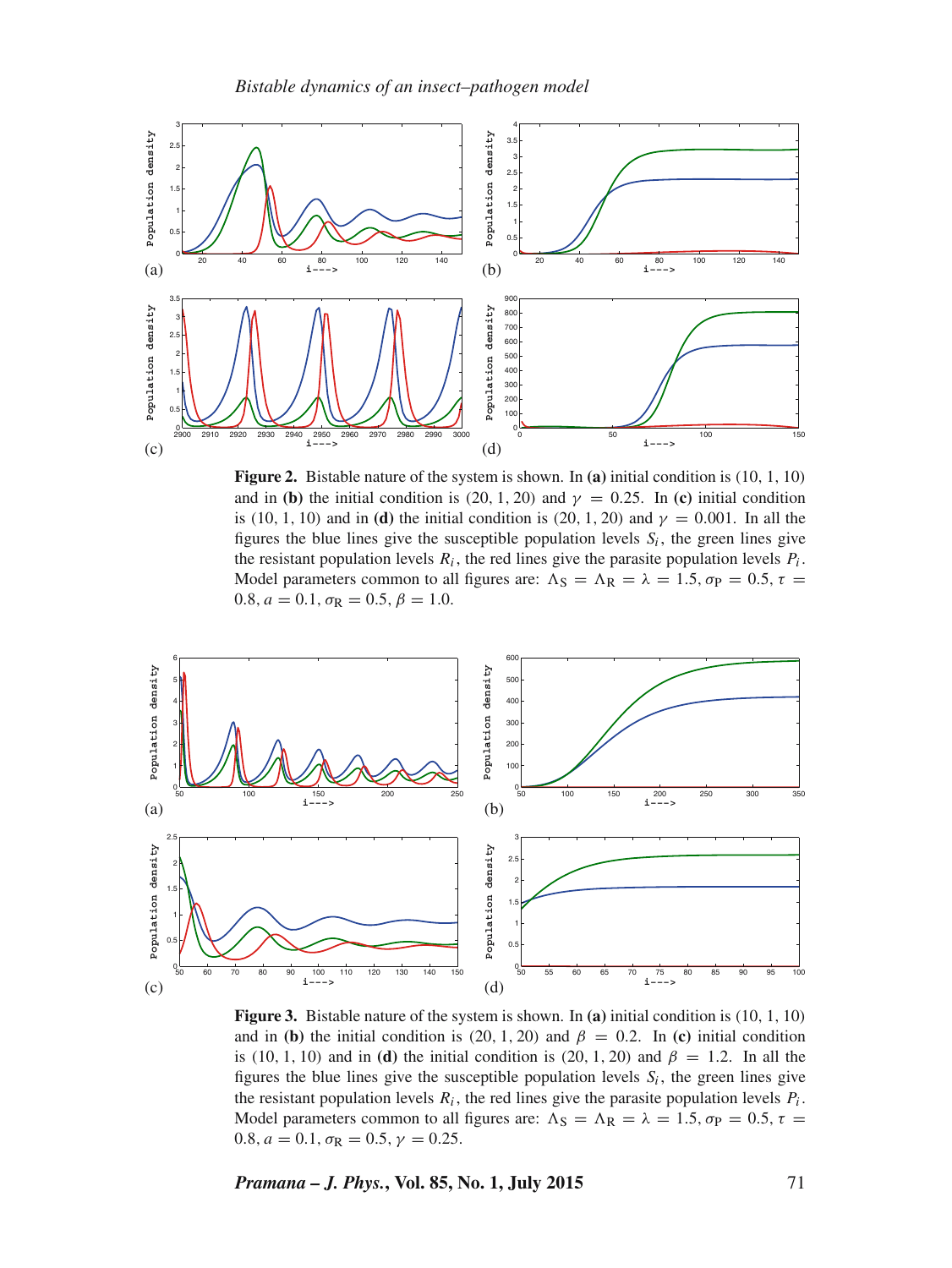**Figure 2.** Bistable nature of the system is shown. In **(a)** initial condition is (10, 1, 10) and in **(b)** the initial condition is (20, 1, 20) and $\gamma = 0.25$. In **(c)** initial condition is (10, 1, 10) and in **(d)** the initial condition is (20, 1, 20) and $\gamma = 0.001$. In all the figures the blue lines give the susceptible population levels $S_i$, the green lines give the resistant population levels $R_i$, the red lines give the parasite population levels $P_i$. Model parameters common to all figures are: $\Lambda_S = \Lambda_R = \lambda = 1.5$, $\sigma_P = 0.5$, $\tau = 0.8$, $a = 0.1$, $\sigma_R = 0.5$, $\beta = 1.0$.

**Figure 3.** Bistable nature of the system is shown. In **(a)** initial condition is (10, 1, 10) and in **(b)** the initial condition is (20, 1, 20) and $\beta = 0.2$. In **(c)** initial condition is (10, 1, 10) and in **(d)** the initial condition is (20, 1, 20) and $\beta = 1.2$. In all the figures the blue lines give the susceptible population levels $S_i$, the green lines give the resistant population levels $R_i$, the red lines give the parasite population levels $P_i$. Model parameters common to all figures are: $\Lambda_S = \Lambda_R = \lambda = 1.5$, $\sigma_P = 0.5$, $\tau = 0.8$, $a = 0.1$, $\sigma_R = 0.5$, $\gamma = 0.25$.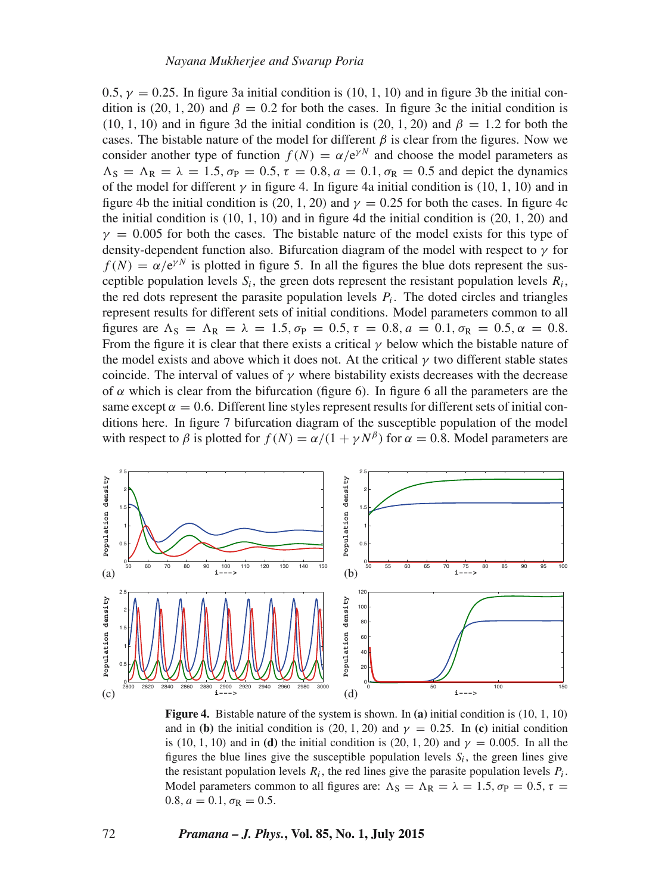0.5, $\gamma = 0.25$. In figure 3a initial condition is (10, 1, 10) and in figure 3b the initial condition is (20, 1, 20) and $\beta = 0.2$ for both the cases. In figure 3c the initial condition is (10, 1, 10) and in figure 3d the initial condition is (20, 1, 20) and $\beta = 1.2$ for both the cases. The bistable nature of the model for different $\beta$ is clear from the figures. Now we consider another type of function $f(N) = \alpha/e^{\gamma N}$ and choose the model parameters as $\Lambda_S = \Lambda_R = \lambda = 1.5, \sigma_P = 0.5, \tau = 0.8, a = 0.1, \sigma_R = 0.5$ and depict the dynamics of the model for different $\gamma$ in figure 4. In figure 4a initial condition is (10, 1, 10) and in figure 4b the initial condition is (20, 1, 20) and $\gamma = 0.25$ for both the cases. In figure 4c the initial condition is (10, 1, 10) and in figure 4d the initial condition is (20, 1, 20) and $\gamma = 0.005$ for both the cases. The bistable nature of the model exists for this type of density-dependent function also. Bifurcation diagram of the model with respect to $\gamma$ for $f(N) = \alpha/e^{\gamma N}$ is plotted in figure 5. In all the figures the blue dots represent the susceptible population levels $S_i$, the green dots represent the resistant population levels $R_i$, the red dots represent the parasite population levels $P_i$. The doted circles and triangles represent results for different sets of initial conditions. Model parameters common to all figures are $\Lambda_S = \Lambda_R = \lambda = 1.5, \sigma_P = 0.5, \tau = 0.8, a = 0.1, \sigma_R = 0.5, \alpha = 0.8$. From the figure it is clear that there exists a critical $\gamma$ below which the bistable nature of the model exists and above which it does not. At the critical $\gamma$ two different stable states coincide. The interval of values of $\gamma$ where bistability exists decreases with the decrease of $\alpha$ which is clear from the bifurcation (figure 6). In figure 6 all the parameters are the same except $\alpha = 0.6$. Different line styles represent results for different sets of initial conditions here. In figure 7 bifurcation diagram of the susceptible population of the model with respect to $\beta$ is plotted for $f(N) = \alpha/(1 + \gamma N^{\beta})$ for $\alpha = 0.8$. Model parameters are

**Figure 4.** Bistable nature of the system is shown. In **(a)** initial condition is (10, 1, 10) and in **(b)** the initial condition is (20, 1, 20) and $\gamma = 0.25$. In **(c)** initial condition is (10, 1, 10) and in **(d)** the initial condition is (20, 1, 20) and $\gamma = 0.005$. In all the figures the blue lines give the susceptible population levels $S_i$, the green lines give the resistant population levels $R_i$, the red lines give the parasite population levels $P_i$. Model parameters common to all figures are: $\Lambda_S = \Lambda_R = \lambda = 1.5, \sigma_P = 0.5, \tau = 0.8, a = 0.1, \sigma_R = 0.5$.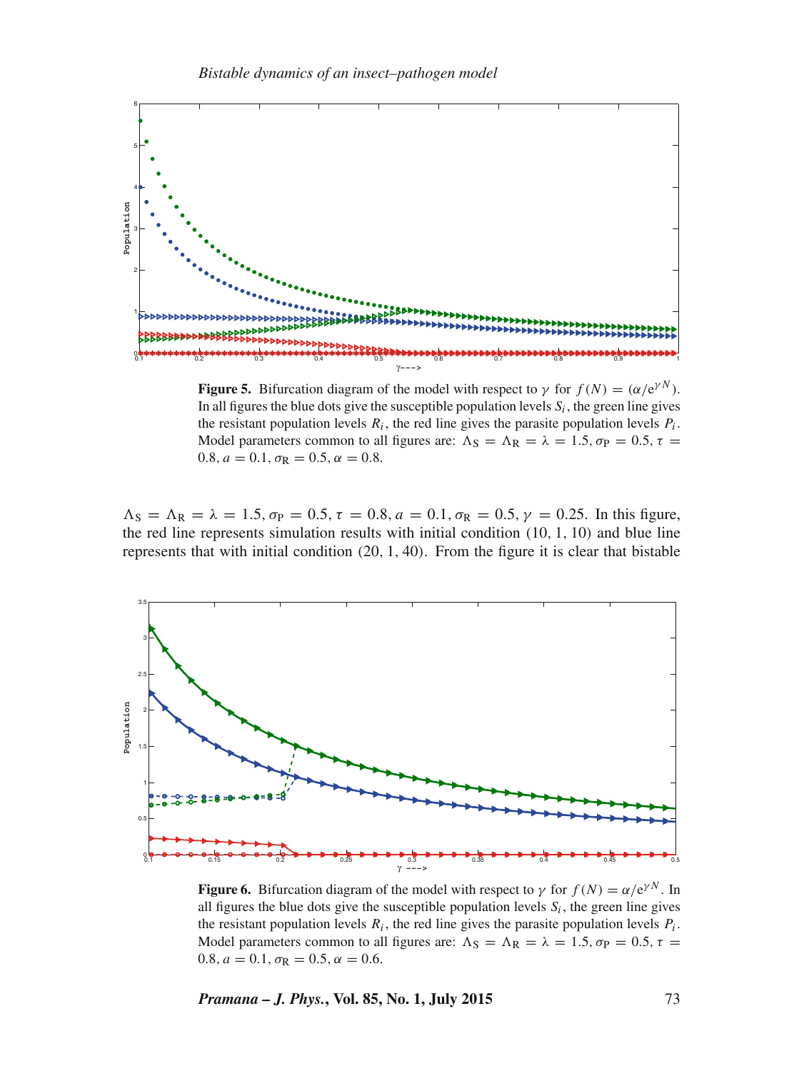**Figure 5.** Bifurcation diagram of the model with respect to $\gamma$ for $f(N) = (\alpha/\mathrm{e}^{\gamma N})$. In all figures the blue dots give the susceptible population levels $S_i$, the green line gives the resistant population levels $R_i$, the red line gives the parasite population levels $P_i$. Model parameters common to all figures are: $\Lambda_\mathrm{S} = \Lambda_\mathrm{R} = \lambda = 1.5, \sigma_\mathrm{P} = 0.5, \tau = 0.8, a = 0.1, \sigma_\mathrm{R} = 0.5, \alpha = 0.8$.

$\Lambda_\mathrm{S} = \Lambda_\mathrm{R} = \lambda = 1.5, \sigma_\mathrm{P} = 0.5, \tau = 0.8, a = 0.1, \sigma_\mathrm{R} = 0.5, \gamma = 0.25$. In this figure, the red line represents simulation results with initial condition (10, 1, 10) and blue line represents that with initial condition (20, 1, 40). From the figure it is clear that bistable

**Figure 6.** Bifurcation diagram of the model with respect to $\gamma$ for $f(N) = \alpha/\mathrm{e}^{\gamma N}$. In all figures the blue dots give the susceptible population levels $S_i$, the green line gives the resistant population levels $R_i$, the red line gives the parasite population levels $P_i$. Model parameters common to all figures are: $\Lambda_\mathrm{S} = \Lambda_\mathrm{R} = \lambda = 1.5, \sigma_\mathrm{P} = 0.5, \tau = 0.8, a = 0.1, \sigma_\mathrm{R} = 0.5, \alpha = 0.6$.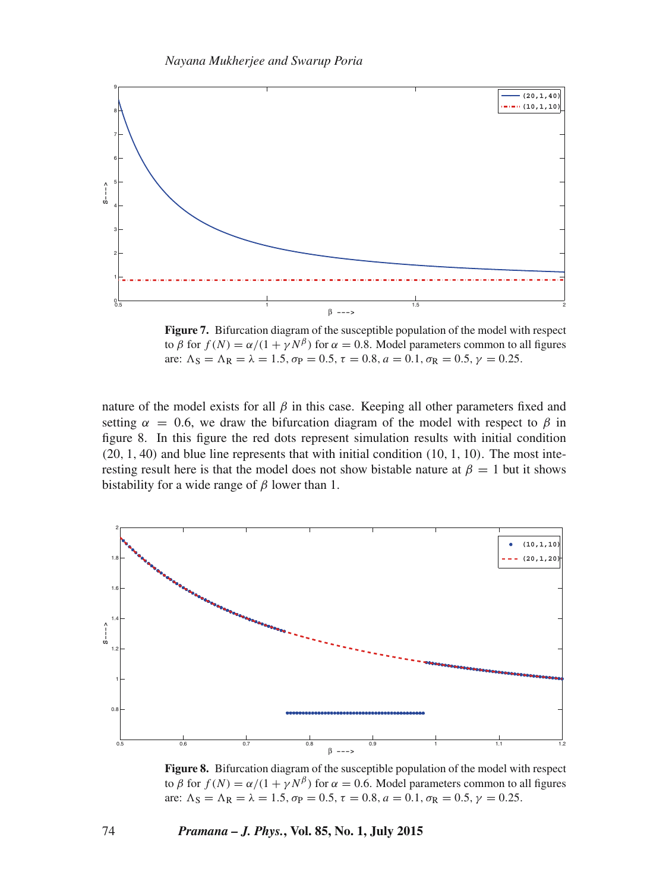**Figure 7.** Bifurcation diagram of the susceptible population of the model with respect to $\beta$ for $f(N) = \alpha/(1+\gamma N^{\beta})$ for $\alpha = 0.8$. Model parameters common to all figures are: $\Lambda_S = \Lambda_R = \lambda = 1.5$, $\sigma_P = 0.5$, $\tau = 0.8$, $a = 0.1$, $\sigma_R = 0.5$, $\gamma = 0.25$.

nature of the model exists for all $\beta$ in this case. Keeping all other parameters fixed and setting $\alpha = 0.6$, we draw the bifurcation diagram of the model with respect to $\beta$ in figure 8. In this figure the red dots represent simulation results with initial condition (20, 1, 40) and blue line represents that with initial condition (10, 1, 10). The most interesting result here is that the model does not show bistable nature at $\beta = 1$ but it shows bistability for a wide range of $\beta$ lower than 1.

**Figure 8.** Bifurcation diagram of the susceptible population of the model with respect to $\beta$ for $f(N) = \alpha/(1+\gamma N^{\beta})$ for $\alpha = 0.6$. Model parameters common to all figures are: $\Lambda_S = \Lambda_R = \lambda = 1.5$, $\sigma_P = 0.5$, $\tau = 0.8$, $a = 0.1$, $\sigma_R = 0.5$, $\gamma = 0.25$.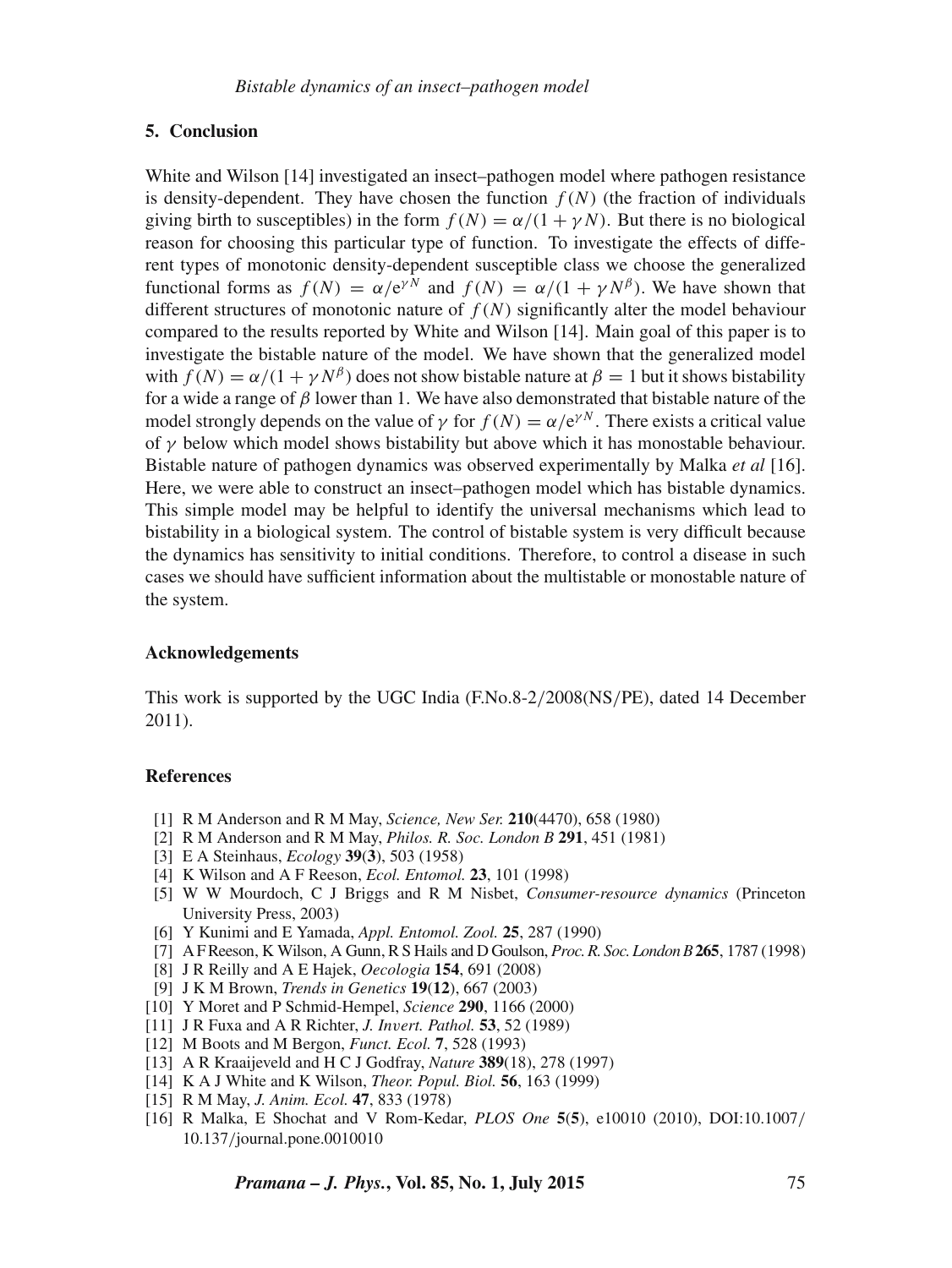## 5. Conclusion

White and Wilson [14] investigated an insect–pathogen model where pathogen resistance is density-dependent. They have chosen the function $f(N)$ (the fraction of individuals giving birth to susceptibles) in the form $f(N) = \alpha/(1 + \gamma N)$. But there is no biological reason for choosing this particular type of function. To investigate the effects of different types of monotonic density-dependent susceptible class we choose the generalized functional forms as $f(N) = \alpha/\mathrm{e}^{\gamma N}$ and $f(N) = \alpha/(1 + \gamma N^{\beta})$. We have shown that different structures of monotonic nature of $f(N)$ significantly alter the model behaviour compared to the results reported by White and Wilson [14]. Main goal of this paper is to investigate the bistable nature of the model. We have shown that the generalized model with $f(N) = \alpha/(1 + \gamma N^{\beta})$ does not show bistable nature at $\beta = 1$ but it shows bistability for a wide a range of $\beta$ lower than 1. We have also demonstrated that bistable nature of the model strongly depends on the value of $\gamma$ for $f(N) = \alpha/\mathrm{e}^{\gamma N}$. There exists a critical value of $\gamma$ below which model shows bistability but above which it has monostable behaviour. Bistable nature of pathogen dynamics was observed experimentally by Malka *et al* [16]. Here, we were able to construct an insect–pathogen model which has bistable dynamics. This simple model may be helpful to identify the universal mechanisms which lead to bistability in a biological system. The control of bistable system is very difficult because the dynamics has sensitivity to initial conditions. Therefore, to control a disease in such cases we should have sufficient information about the multistable or monostable nature of the system.

## Acknowledgements

This work is supported by the UGC India (F.No.8-2/2008(NS/PE), dated 14 December 2011).

## References

[1] R M Anderson and R M May, *Science, New Ser.* **210**(4470), 658 (1980)
[2] R M Anderson and R M May, *Philos. R. Soc. London B* **291**, 451 (1981)
[3] E A Steinhaus, *Ecology* **39**(**3**), 503 (1958)
[4] K Wilson and A F Reeson, *Ecol. Entomol.* **23**, 101 (1998)
[5] W W Mourdoch, C J Briggs and R M Nisbet, *Consumer-resource dynamics* (Princeton University Press, 2003)
[6] Y Kunimi and E Yamada, *Appl. Entomol. Zool.* **25**, 287 (1990)
[7] A F Reeson, K Wilson, A Gunn, R S Hails and D Goulson, *Proc. R. Soc. London B* **265**, 1787 (1998)
[8] J R Reilly and A E Hajek, *Oecologia* **154**, 691 (2008)
[9] J K M Brown, *Trends in Genetics* **19**(**12**), 667 (2003)
[10] Y Moret and P Schmid-Hempel, *Science* **290**, 1166 (2000)
[11] J R Fuxa and A R Richter, *J. Invert. Pathol.* **53**, 52 (1989)
[12] M Boots and M Bergon, *Funct. Ecol.* **7**, 528 (1993)
[13] A R Kraaijeveld and H C J Godfray, *Nature* **389**(18), 278 (1997)
[14] K A J White and K Wilson, *Theor. Popul. Biol.* **56**, 163 (1999)
[15] R M May, *J. Anim. Ecol.* **47**, 833 (1978)
[16] R Malka, E Shochat and V Rom-Kedar, *PLOS One* **5**(**5**), e10010 (2010), DOI:10.1007/10.137/journal.pone.0010010